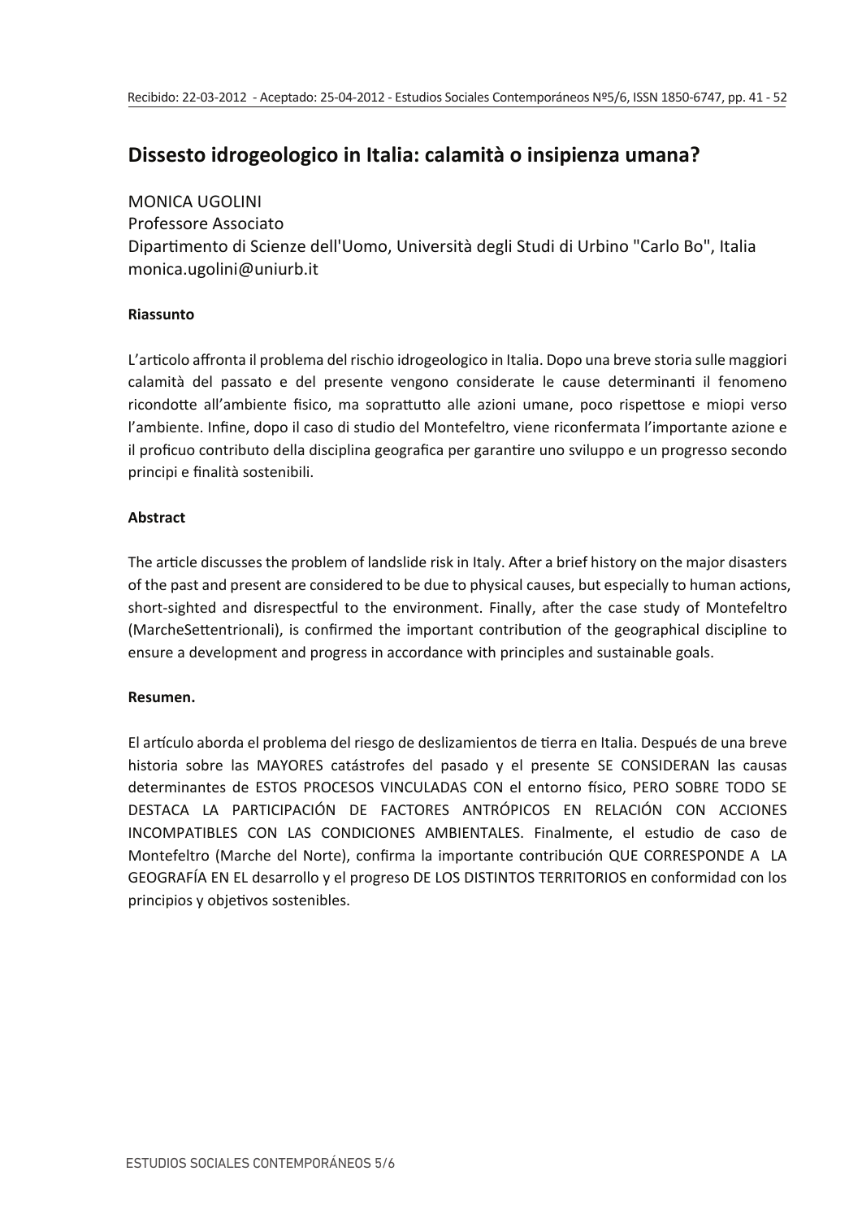Recibido: 22-03-2012 - Aceptado: 25-04-2012

# Dissesto idrogeologico in Italia: calamità o insipienza umana?

MONICA UGOLINI
Professore Associato
Dipartimento di Scienze dell'Uomo, Università degli Studi di Urbino "Carlo Bo", Italia
monica.ugolini@uniurb.it

**Riassunto**

L'articolo affronta il problema del rischio idrogeologico in Italia. Dopo una breve storia sulle maggiori calamità del passato e del presente vengono considerate le cause determinanti il fenomeno ricondotte all'ambiente fisico, ma soprattutto alle azioni umane, poco rispettose e miopi verso l'ambiente. Infine, dopo il caso di studio del Montefeltro, viene riconfermata l'importante azione e il proficuo contributo della disciplina geografica per garantire uno sviluppo e un progresso secondo principi e finalità sostenibili.

**Abstract**

The article discusses the problem of landslide risk in Italy. After a brief history on the major disasters of the past and present are considered to be due to physical causes, but especially to human actions, short-sighted and disrespectful to the environment. Finally, after the case study of Montefeltro (MarcheSettentrionali), is confirmed the important contribution of the geographical discipline to ensure a development and progress in accordance with principles and sustainable goals.

**Resumen.**

El artículo aborda el problema del riesgo de deslizamientos de tierra en Italia. Después de una breve historia sobre las MAYORES catástrofes del pasado y el presente SE CONSIDERAN las causas determinantes de ESTOS PROCESOS VINCULADAS CON el entorno físico, PERO SOBRE TODO SE DESTACA LA PARTICIPACIÓN DE FACTORES ANTRÓPICOS EN RELACIÓN CON ACCIONES INCOMPATIBLES CON LAS CONDICIONES AMBIENTALES. Finalmente, el estudio de caso de Montefeltro (Marche del Norte), confirma la importante contribución QUE CORRESPONDE A LA GEOGRAFÍA EN EL desarrollo y el progreso DE LOS DISTINTOS TERRITORIOS en conformidad con los principios y objetivos sostenibles.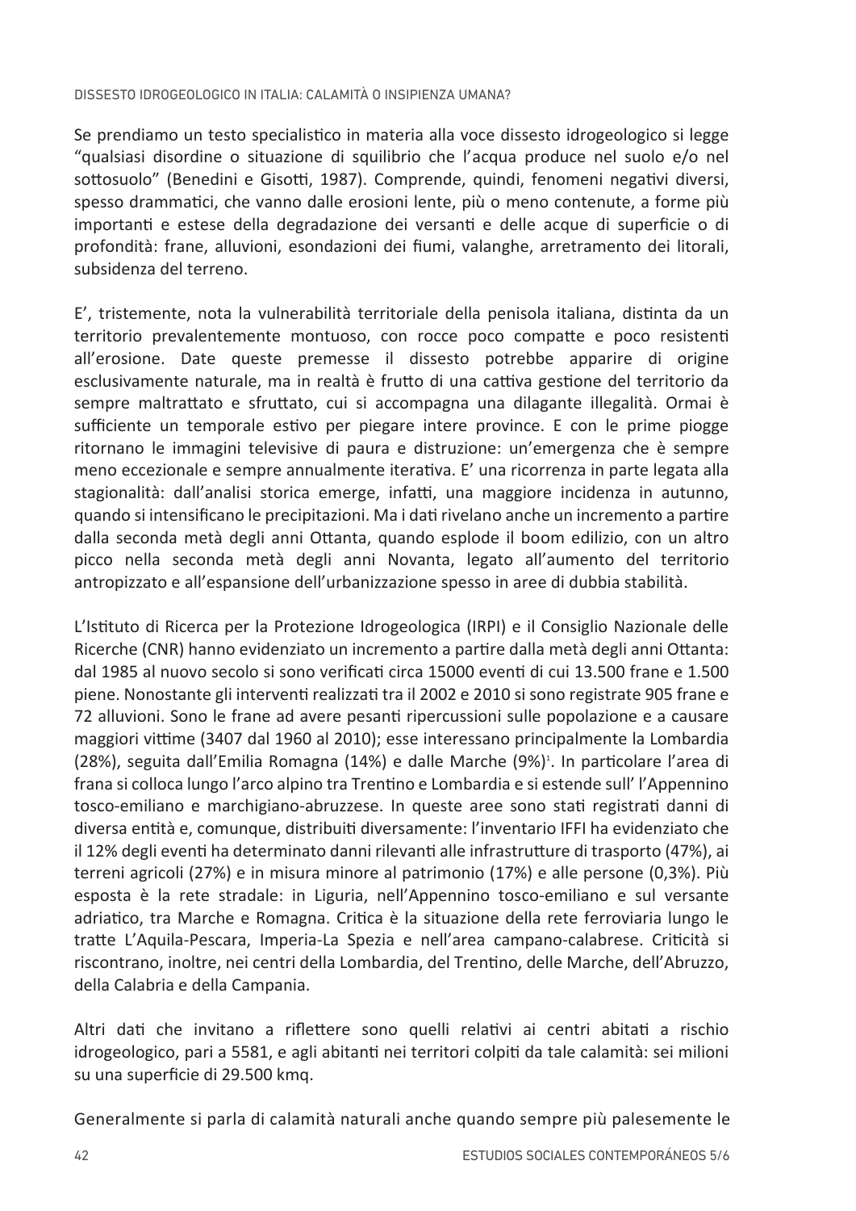Se prendiamo un testo specialistico in materia alla voce dissesto idrogeologico si legge “qualsiasi disordine o situazione di squilibrio che l’acqua produce nel suolo e/o nel sottosuolo” (Benedini e Gisotti, 1987). Comprende, quindi, fenomeni negativi diversi, spesso drammatici, che vanno dalle erosioni lente, più o meno contenute, a forme più importanti e estese della degradazione dei versanti e delle acque di superficie o di profondità: frane, alluvioni, esondazioni dei fiumi, valanghe, arretramento dei litorali, subsidenza del terreno.

E’, tristemente, nota la vulnerabilità territoriale della penisola italiana, distinta da un territorio prevalentemente montuoso, con rocce poco compatte e poco resistenti all’erosione. Date queste premesse il dissesto potrebbe apparire di origine esclusivamente naturale, ma in realtà è frutto di una cattiva gestione del territorio da sempre maltrattato e sfruttato, cui si accompagna una dilagante illegalità. Ormai è sufficiente un temporale estivo per piegare intere province. E con le prime piogge ritornano le immagini televisive di paura e distruzione: un’emergenza che è sempre meno eccezionale e sempre annualmente iterativa. E’ una ricorrenza in parte legata alla stagionalità: dall’analisi storica emerge, infatti, una maggiore incidenza in autunno, quando si intensificano le precipitazioni. Ma i dati rivelano anche un incremento a partire dalla seconda metà degli anni Ottanta, quando esplode il boom edilizio, con un altro picco nella seconda metà degli anni Novanta, legato all’aumento del territorio antropizzato e all’espansione dell’urbanizzazione spesso in aree di dubbia stabilità.

L’Istituto di Ricerca per la Protezione Idrogeologica (IRPI) e il Consiglio Nazionale delle Ricerche (CNR) hanno evidenziato un incremento a partire dalla metà degli anni Ottanta: dal 1985 al nuovo secolo si sono verificati circa 15000 eventi di cui 13.500 frane e 1.500 piene. Nonostante gli interventi realizzati tra il 2002 e 2010 si sono registrate 905 frane e 72 alluvioni. Sono le frane ad avere pesanti ripercussioni sulle popolazione e a causare maggiori vittime (3407 dal 1960 al 2010); esse interessano principalmente la Lombardia (28%), seguita dall’Emilia Romagna (14%) e dalle Marche (9%)[1]. In particolare l’area di frana si colloca lungo l’arco alpino tra Trentino e Lombardia e si estende sull’ l’Appennino tosco-emiliano e marchigiano-abruzzese. In queste aree sono stati registrati danni di diversa entità e, comunque, distribuiti diversamente: l’inventario IFFI ha evidenziato che il 12% degli eventi ha determinato danni rilevanti alle infrastrutture di trasporto (47%), ai terreni agricoli (27%) e in misura minore al patrimonio (17%) e alle persone (0,3%). Più esposta è la rete stradale: in Liguria, nell’Appennino tosco-emiliano e sul versante adriatico, tra Marche e Romagna. Critica è la situazione della rete ferroviaria lungo le tratte L’Aquila-Pescara, Imperia-La Spezia e nell’area campano-calabrese. Criticità si riscontrano, inoltre, nei centri della Lombardia, del Trentino, delle Marche, dell’Abruzzo, della Calabria e della Campania.

Altri dati che invitano a riflettere sono quelli relativi ai centri abitati a rischio idrogeologico, pari a 5581, e agli abitanti nei territori colpiti da tale calamità: sei milioni su una superficie di 29.500 kmq.

Generalmente si parla di calamità naturali anche quando sempre più palesemente le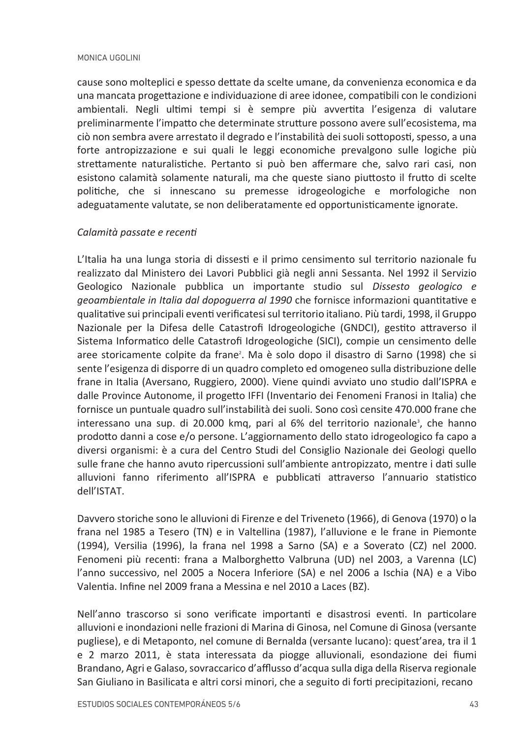cause sono molteplici e spesso dettate da scelte umane, da convenienza economica e da una mancata progettazione e individuazione di aree idonee, compatibili con le condizioni ambientali. Negli ultimi tempi si è sempre più avvertita l'esigenza di valutare preliminarmente l'impatto che determinate strutture possono avere sull'ecosistema, ma ciò non sembra avere arrestato il degrado e l'instabilità dei suoli sottoposti, spesso, a una forte antropizzazione e sui quali le leggi economiche prevalgono sulle logiche più strettamente naturalistiche. Pertanto si può ben affermare che, salvo rari casi, non esistono calamità solamente naturali, ma che queste siano piuttosto il frutto di scelte politiche, che si innescano su premesse idrogeologiche e morfologiche non adeguatamente valutate, se non deliberatamente ed opportunisticamente ignorate.

*Calamità passate e recenti*

L'Italia ha una lunga storia di dissesti e il primo censimento sul territorio nazionale fu realizzato dal Ministero dei Lavori Pubblici già negli anni Sessanta. Nel 1992 il Servizio Geologico Nazionale pubblica un importante studio sul *Dissesto geologico e geoambientale in Italia dal dopoguerra al 1990* che fornisce informazioni quantitative e qualitative sui principali eventi verificatesi sul territorio italiano. Più tardi, 1998, il Gruppo Nazionale per la Difesa delle Catastrofi Idrogeologiche (GNDCI), gestito attraverso il Sistema Informatico delle Catastrofi Idrogeologiche (SICI), compie un censimento delle aree storicamente colpite da frane[2]. Ma è solo dopo il disastro di Sarno (1998) che si sente l'esigenza di disporre di un quadro completo ed omogeneo sulla distribuzione delle frane in Italia (Aversano, Ruggiero, 2000). Viene quindi avviato uno studio dall'ISPRA e dalle Province Autonome, il progetto IFFI (Inventario dei Fenomeni Franosi in Italia) che fornisce un puntuale quadro sull'instabilità dei suoli. Sono così censite 470.000 frane che interessano una sup. di 20.000 kmq, pari al 6% del territorio nazionale[3], che hanno prodotto danni a cose e/o persone. L'aggiornamento dello stato idrogeologico fa capo a diversi organismi: è a cura del Centro Studi del Consiglio Nazionale dei Geologi quello sulle frane che hanno avuto ripercussioni sull'ambiente antropizzato, mentre i dati sulle alluvioni fanno riferimento all'ISPRA e pubblicati attraverso l'annuario statistico dell'ISTAT.

Davvero storiche sono le alluvioni di Firenze e del Triveneto (1966), di Genova (1970) o la frana nel 1985 a Tesero (TN) e in Valtellina (1987), l'alluvione e le frane in Piemonte (1994), Versilia (1996), la frana nel 1998 a Sarno (SA) e a Soverato (CZ) nel 2000. Fenomeni più recenti: frana a Malborghetto Valbruna (UD) nel 2003, a Varenna (LC) l'anno successivo, nel 2005 a Nocera Inferiore (SA) e nel 2006 a Ischia (NA) e a Vibo Valentia. Infine nel 2009 frana a Messina e nel 2010 a Laces (BZ).

Nell'anno trascorso si sono verificate importanti e disastrosi eventi. In particolare alluvioni e inondazioni nelle frazioni di Marina di Ginosa, nel Comune di Ginosa (versante pugliese), e di Metaponto, nel comune di Bernalda (versante lucano): quest'area, tra il 1 e 2 marzo 2011, è stata interessata da piogge alluvionali, esondazione dei fiumi Brandano, Agri e Galaso, sovraccarico d'afflusso d'acqua sulla diga della Riserva regionale San Giuliano in Basilicata e altri corsi minori, che a seguito di forti precipitazioni, recano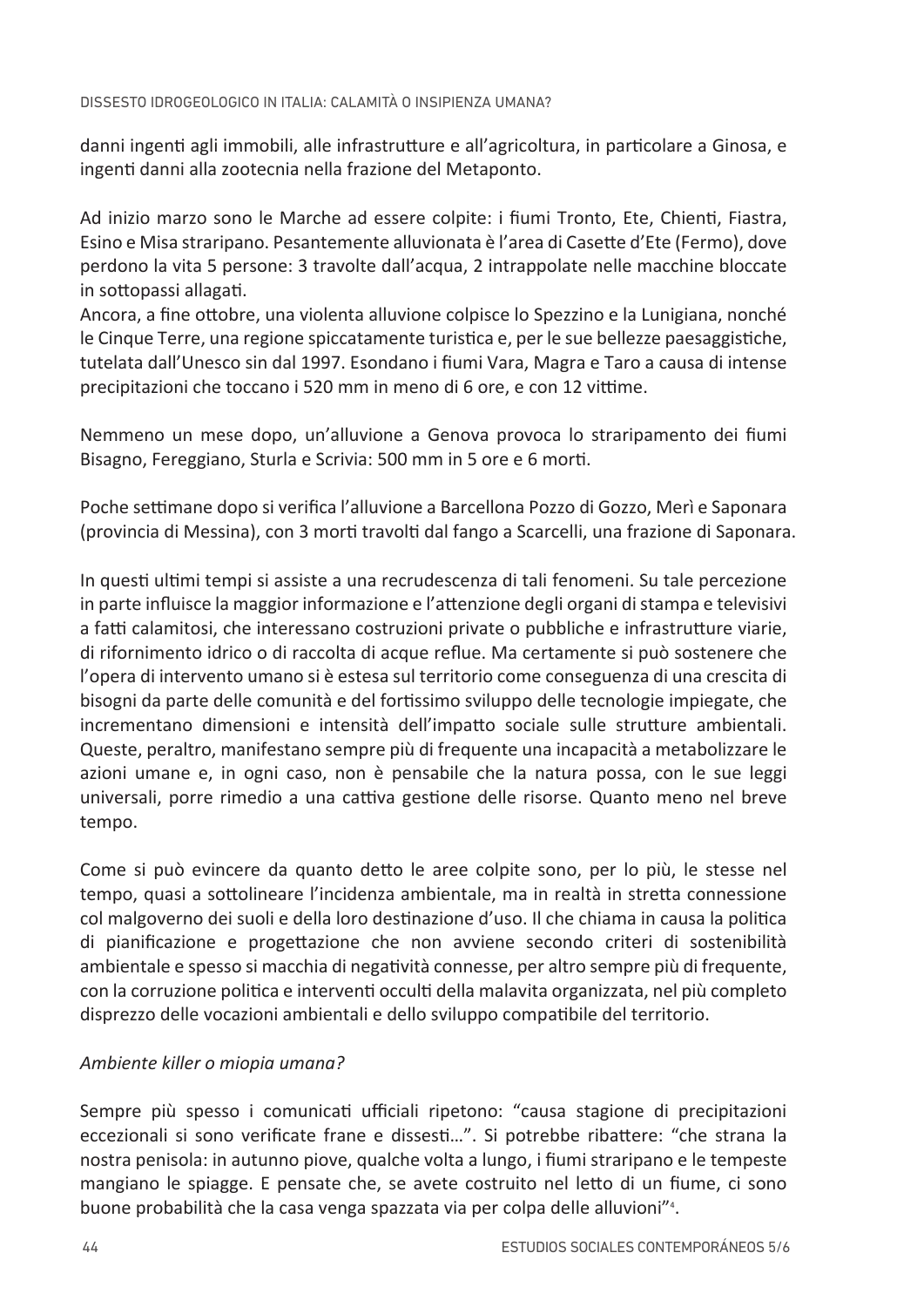danni ingenti agli immobili, alle infrastrutture e all'agricoltura, in particolare a Ginosa, e ingenti danni alla zootecnia nella frazione del Metaponto.

Ad inizio marzo sono le Marche ad essere colpite: i fiumi Tronto, Ete, Chienti, Fiastra, Esino e Misa straripano. Pesantemente alluvionata è l'area di Casette d'Ete (Fermo), dove perdono la vita 5 persone: 3 travolte dall'acqua, 2 intrappolate nelle macchine bloccate in sottopassi allagati.
Ancora, a fine ottobre, una violenta alluvione colpisce lo Spezzino e la Lunigiana, nonché le Cinque Terre, una regione spiccatamente turistica e, per le sue bellezze paesaggistiche, tutelata dall'Unesco sin dal 1997. Esondano i fiumi Vara, Magra e Taro a causa di intense precipitazioni che toccano i 520 mm in meno di 6 ore, e con 12 vittime.

Nemmeno un mese dopo, un'alluvione a Genova provoca lo straripamento dei fiumi Bisagno, Fereggiano, Sturla e Scrivia: 500 mm in 5 ore e 6 morti.

Poche settimane dopo si verifica l'alluvione a Barcellona Pozzo di Gozzo, Merì e Saponara (provincia di Messina), con 3 morti travolti dal fango a Scarcelli, una frazione di Saponara.

In questi ultimi tempi si assiste a una recrudescenza di tali fenomeni. Su tale percezione in parte influisce la maggior informazione e l'attenzione degli organi di stampa e televisivi a fatti calamitosi, che interessano costruzioni private o pubbliche e infrastrutture viarie, di rifornimento idrico o di raccolta di acque reflue. Ma certamente si può sostenere che l'opera di intervento umano si è estesa sul territorio come conseguenza di una crescita di bisogni da parte delle comunità e del fortissimo sviluppo delle tecnologie impiegate, che incrementano dimensioni e intensità dell'impatto sociale sulle strutture ambientali. Queste, peraltro, manifestano sempre più di frequente una incapacità a metabolizzare le azioni umane e, in ogni caso, non è pensabile che la natura possa, con le sue leggi universali, porre rimedio a una cattiva gestione delle risorse. Quanto meno nel breve tempo.

Come si può evincere da quanto detto le aree colpite sono, per lo più, le stesse nel tempo, quasi a sottolineare l'incidenza ambientale, ma in realtà in stretta connessione col malgoverno dei suoli e della loro destinazione d'uso. Il che chiama in causa la politica di pianificazione e progettazione che non avviene secondo criteri di sostenibilità ambientale e spesso si macchia di negatività connesse, per altro sempre più di frequente, con la corruzione politica e interventi occulti della malavita organizzata, nel più completo disprezzo delle vocazioni ambientali e dello sviluppo compatibile del territorio.

### *Ambiente killer o miopia umana?*

Sempre più spesso i comunicati ufficiali ripetono: "causa stagione di precipitazioni eccezionali si sono verificate frane e dissesti…". Si potrebbe ribattere: "che strana la nostra penisola: in autunno piove, qualche volta a lungo, i fiumi straripano e le tempeste mangiano le spiagge. E pensate che, se avete costruito nel letto di un fiume, ci sono buone probabilità che la casa venga spazzata via per colpa delle alluvioni"[4].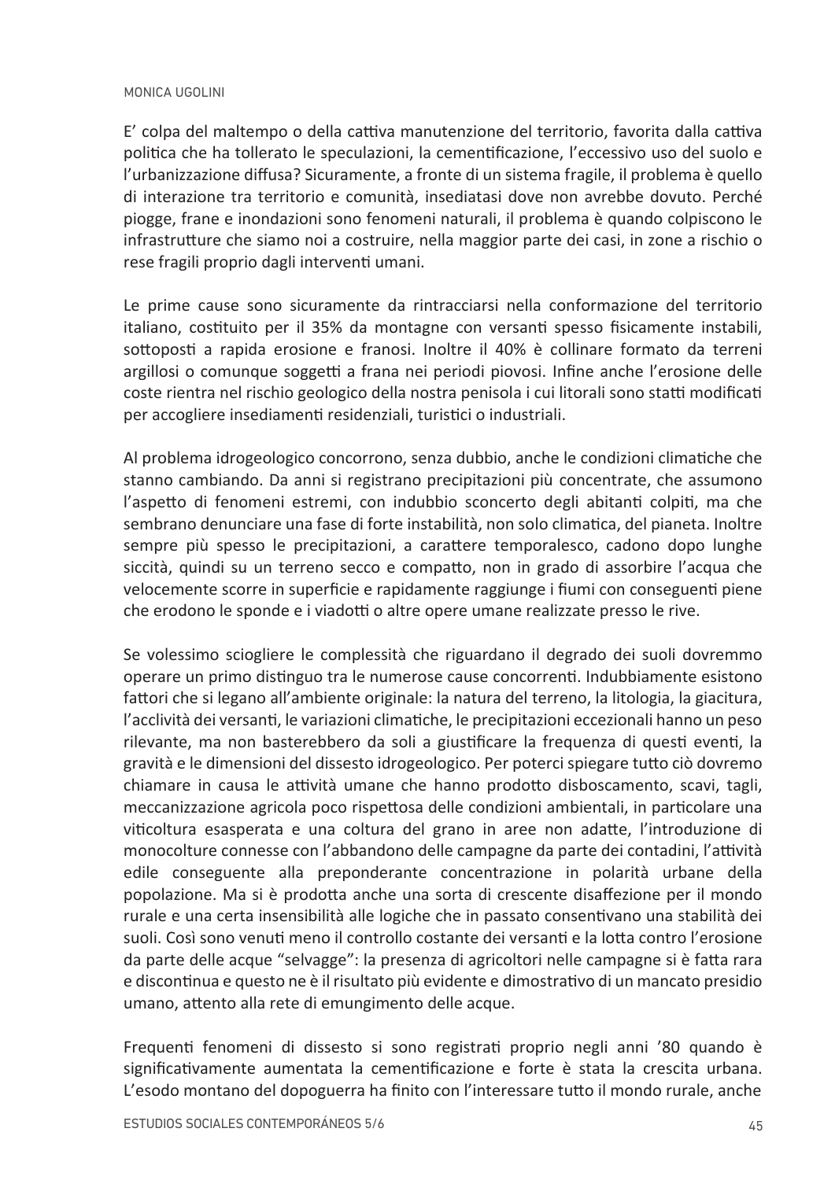E' colpa del maltempo o della cattiva manutenzione del territorio, favorita dalla cattiva politica che ha tollerato le speculazioni, la cementificazione, l'eccessivo uso del suolo e l'urbanizzazione diffusa? Sicuramente, a fronte di un sistema fragile, il problema è quello di interazione tra territorio e comunità, insediatasi dove non avrebbe dovuto. Perché piogge, frane e inondazioni sono fenomeni naturali, il problema è quando colpiscono le infrastrutture che siamo noi a costruire, nella maggior parte dei casi, in zone a rischio o rese fragili proprio dagli interventi umani.

Le prime cause sono sicuramente da rintracciarsi nella conformazione del territorio italiano, costituito per il 35% da montagne con versanti spesso fisicamente instabili, sottoposti a rapida erosione e franosi. Inoltre il 40% è collinare formato da terreni argillosi o comunque soggetti a frana nei periodi piovosi. Infine anche l'erosione delle coste rientra nel rischio geologico della nostra penisola i cui litorali sono statti modificati per accogliere insediamenti residenziali, turistici o industriali.

Al problema idrogeologico concorrono, senza dubbio, anche le condizioni climatiche che stanno cambiando. Da anni si registrano precipitazioni più concentrate, che assumono l'aspetto di fenomeni estremi, con indubbio sconcerto degli abitanti colpiti, ma che sembrano denunciare una fase di forte instabilità, non solo climatica, del pianeta. Inoltre sempre più spesso le precipitazioni, a carattere temporalesco, cadono dopo lunghe siccità, quindi su un terreno secco e compatto, non in grado di assorbire l'acqua che velocemente scorre in superficie e rapidamente raggiunge i fiumi con conseguenti piene che erodono le sponde e i viadotti o altre opere umane realizzate presso le rive.

Se volessimo sciogliere le complessità che riguardano il degrado dei suoli dovremmo operare un primo distinguo tra le numerose cause concorrenti. Indubbiamente esistono fattori che si legano all'ambiente originale: la natura del terreno, la litologia, la giacitura, l'acclività dei versanti, le variazioni climatiche, le precipitazioni eccezionali hanno un peso rilevante, ma non basterebbero da soli a giustificare la frequenza di questi eventi, la gravità e le dimensioni del dissesto idrogeologico. Per poterci spiegare tutto ciò dovremo chiamare in causa le attività umane che hanno prodotto disboscamento, scavi, tagli, meccanizzazione agricola poco rispettosa delle condizioni ambientali, in particolare una viticoltura esasperata e una coltura del grano in aree non adatte, l'introduzione di monocolture connesse con l'abbandono delle campagne da parte dei contadini, l'attività edile conseguente alla preponderante concentrazione in polarità urbane della popolazione. Ma si è prodotta anche una sorta di crescente disaffezione per il mondo rurale e una certa insensibilità alle logiche che in passato consentivano una stabilità dei suoli. Così sono venuti meno il controllo costante dei versanti e la lotta contro l'erosione da parte delle acque "selvagge": la presenza di agricoltori nelle campagne si è fatta rara e discontinua e questo ne è il risultato più evidente e dimostrativo di un mancato presidio umano, attento alla rete di emungimento delle acque.

Frequenti fenomeni di dissesto si sono registrati proprio negli anni '80 quando è significativamente aumentata la cementificazione e forte è stata la crescita urbana. L'esodo montano del dopoguerra ha finito con l'interessare tutto il mondo rurale, anche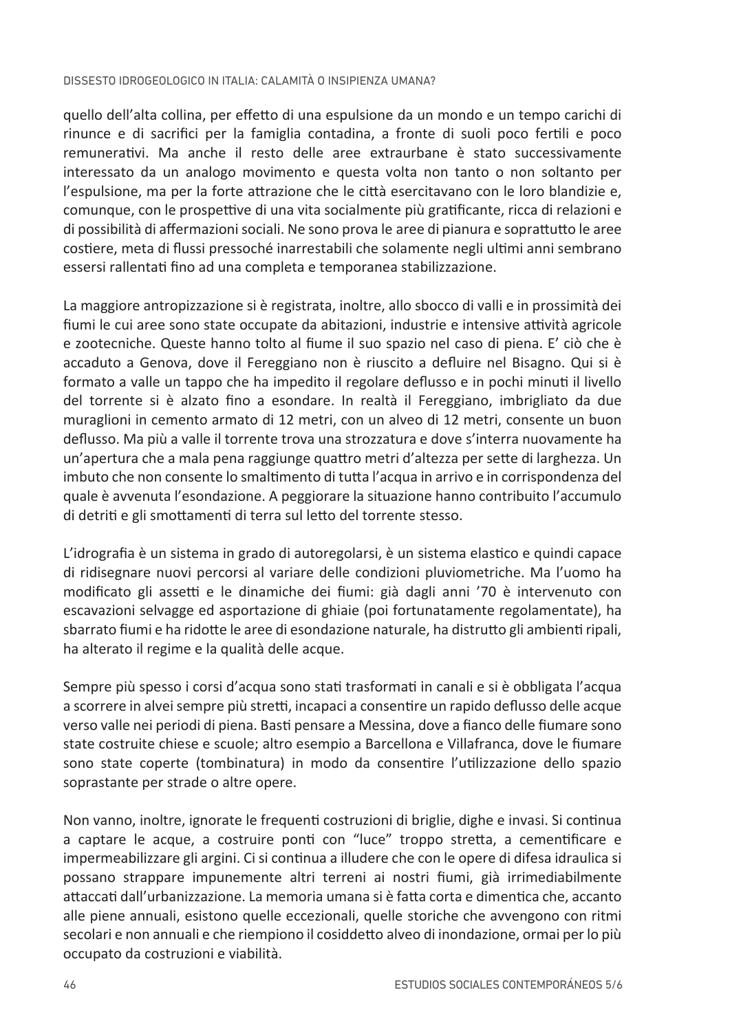quello dell'alta collina, per effetto di una espulsione da un mondo e un tempo carichi di rinunce e di sacrifici per la famiglia contadina, a fronte di suoli poco fertili e poco remunerativi. Ma anche il resto delle aree extraurbane è stato successivamente interessato da un analogo movimento e questa volta non tanto o non soltanto per l'espulsione, ma per la forte attrazione che le città esercitavano con le loro blandizie e, comunque, con le prospettive di una vita socialmente più gratificante, ricca di relazioni e di possibilità di affermazioni sociali. Ne sono prova le aree di pianura e soprattutto le aree costiere, meta di flussi pressoché inarrestabili che solamente negli ultimi anni sembrano essersi rallentati fino ad una completa e temporanea stabilizzazione.

La maggiore antropizzazione si è registrata, inoltre, allo sbocco di valli e in prossimità dei fiumi le cui aree sono state occupate da abitazioni, industrie e intensive attività agricole e zootecniche. Queste hanno tolto al fiume il suo spazio nel caso di piena. E' ciò che è accaduto a Genova, dove il Fereggiano non è riuscito a defluire nel Bisagno. Qui si è formato a valle un tappo che ha impedito il regolare deflusso e in pochi minuti il livello del torrente si è alzato fino a esondare. In realtà il Fereggiano, imbrigliato da due muraglioni in cemento armato di 12 metri, con un alveo di 12 metri, consente un buon deflusso. Ma più a valle il torrente trova una strozzatura e dove s'interra nuovamente ha un'apertura che a mala pena raggiunge quattro metri d'altezza per sette di larghezza. Un imbuto che non consente lo smaltimento di tutta l'acqua in arrivo e in corrispondenza del quale è avvenuta l'esondazione. A peggiorare la situazione hanno contribuito l'accumulo di detriti e gli smottamenti di terra sul letto del torrente stesso.

L'idrografia è un sistema in grado di autoregolarsi, è un sistema elastico e quindi capace di ridisegnare nuovi percorsi al variare delle condizioni pluviometriche. Ma l'uomo ha modificato gli assetti e le dinamiche dei fiumi: già dagli anni '70 è intervenuto con escavazioni selvagge ed asportazione di ghiaie (poi fortunatamente regolamentate), ha sbarrato fiumi e ha ridotte le aree di esondazione naturale, ha distrutto gli ambienti ripali, ha alterato il regime e la qualità delle acque.

Sempre più spesso i corsi d'acqua sono stati trasformati in canali e si è obbligata l'acqua a scorrere in alvei sempre più stretti, incapaci a consentire un rapido deflusso delle acque verso valle nei periodi di piena. Basti pensare a Messina, dove a fianco delle fiumare sono state costruite chiese e scuole; altro esempio a Barcellona e Villafranca, dove le fiumare sono state coperte (tombinatura) in modo da consentire l'utilizzazione dello spazio soprastante per strade o altre opere.

Non vanno, inoltre, ignorate le frequenti costruzioni di briglie, dighe e invasi. Si continua a captare le acque, a costruire ponti con "luce" troppo stretta, a cementificare e impermeabilizzare gli argini. Ci si continua a illudere che con le opere di difesa idraulica si possano strappare impunemente altri terreni ai nostri fiumi, già irrimediabilmente attaccati dall'urbanizzazione. La memoria umana si è fatta corta e dimentica che, accanto alle piene annuali, esistono quelle eccezionali, quelle storiche che avvengono con ritmi secolari e non annuali e che riempiono il cosiddetto alveo di inondazione, ormai per lo più occupato da costruzioni e viabilità.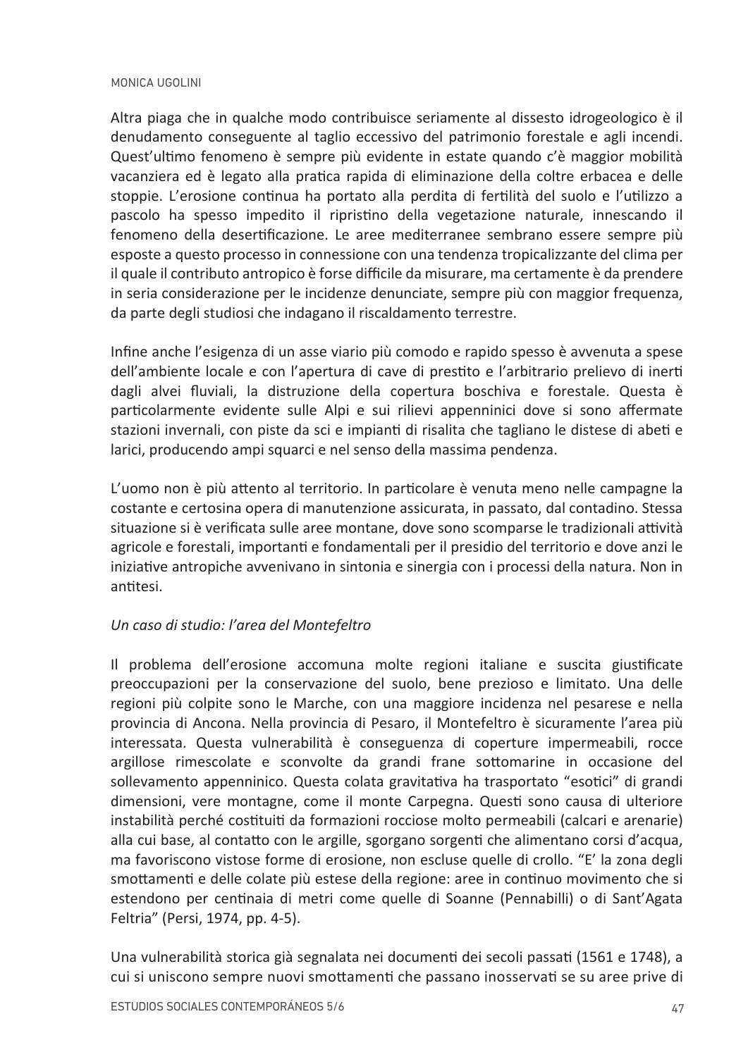Altra piaga che in qualche modo contribuisce seriamente al dissesto idrogeologico è il denudamento conseguente al taglio eccessivo del patrimonio forestale e agli incendi. Quest'ultimo fenomeno è sempre più evidente in estate quando c'è maggior mobilità vacanziera ed è legato alla pratica rapida di eliminazione della coltre erbacea e delle stoppie. L'erosione continua ha portato alla perdita di fertilità del suolo e l'utilizzo a pascolo ha spesso impedito il ripristino della vegetazione naturale, innescando il fenomeno della desertificazione. Le aree mediterranee sembrano essere sempre più esposte a questo processo in connessione con una tendenza tropicalizzante del clima per il quale il contributo antropico è forse difficile da misurare, ma certamente è da prendere in seria considerazione per le incidenze denunciate, sempre più con maggior frequenza, da parte degli studiosi che indagano il riscaldamento terrestre.

Infine anche l'esigenza di un asse viario più comodo e rapido spesso è avvenuta a spese dell'ambiente locale e con l'apertura di cave di prestito e l'arbitrario prelievo di inerti dagli alvei fluviali, la distruzione della copertura boschiva e forestale. Questa è particolarmente evidente sulle Alpi e sui rilievi appenninici dove si sono affermate stazioni invernali, con piste da sci e impianti di risalita che tagliano le distese di abeti e larici, producendo ampi squarci e nel senso della massima pendenza.

L'uomo non è più attento al territorio. In particolare è venuta meno nelle campagne la costante e certosina opera di manutenzione assicurata, in passato, dal contadino. Stessa situazione si è verificata sulle aree montane, dove sono scomparse le tradizionali attività agricole e forestali, importanti e fondamentali per il presidio del territorio e dove anzi le iniziative antropiche avvenivano in sintonia e sinergia con i processi della natura. Non in antitesi.

*Un caso di studio: l'area del Montefeltro*

Il problema dell'erosione accomuna molte regioni italiane e suscita giustificate preoccupazioni per la conservazione del suolo, bene prezioso e limitato. Una delle regioni più colpite sono le Marche, con una maggiore incidenza nel pesarese e nella provincia di Ancona. Nella provincia di Pesaro, il Montefeltro è sicuramente l'area più interessata. Questa vulnerabilità è conseguenza di coperture impermeabili, rocce argillose rimescolate e sconvolte da grandi frane sottomarine in occasione del sollevamento appenninico. Questa colata gravitativa ha trasportato "esotici" di grandi dimensioni, vere montagne, come il monte Carpegna. Questi sono causa di ulteriore instabilità perché costituiti da formazioni rocciose molto permeabili (calcari e arenarie) alla cui base, al contatto con le argille, sgorgano sorgenti che alimentano corsi d'acqua, ma favoriscono vistose forme di erosione, non escluse quelle di crollo. "E' la zona degli smottamenti e delle colate più estese della regione: aree in continuo movimento che si estendono per centinaia di metri come quelle di Soanne (Pennabilli) o di Sant'Agata Feltria" (Persi, 1974, pp. 4-5).

Una vulnerabilità storica già segnalata nei documenti dei secoli passati (1561 e 1748), a cui si uniscono sempre nuovi smottamenti che passano inosservati se su aree prive di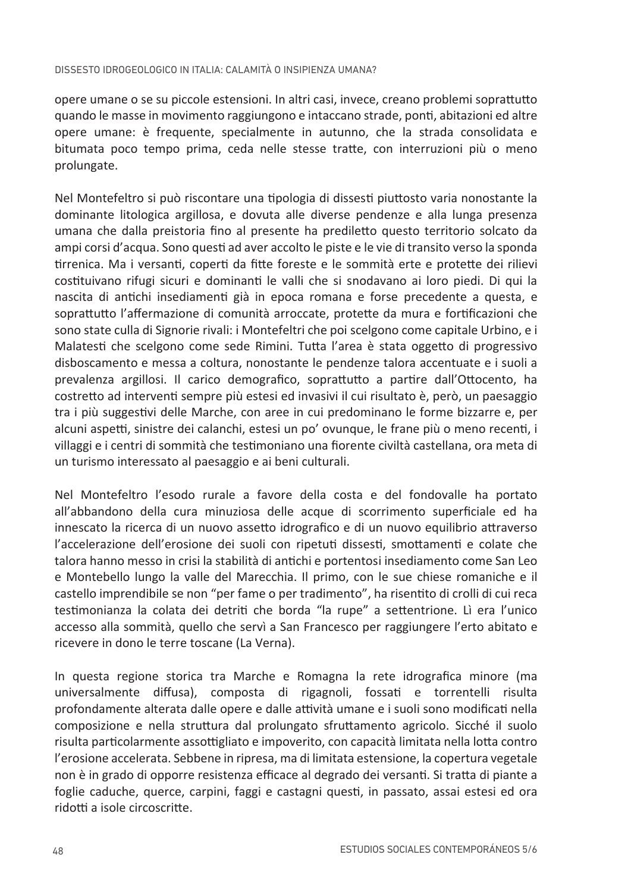opere umane o se su piccole estensioni. In altri casi, invece, creano problemi soprattutto quando le masse in movimento raggiungono e intaccano strade, ponti, abitazioni ed altre opere umane: è frequente, specialmente in autunno, che la strada consolidata e bitumata poco tempo prima, ceda nelle stesse tratte, con interruzioni più o meno prolungate.

Nel Montefeltro si può riscontare una tipologia di dissesti piuttosto varia nonostante la dominante litologica argillosa, e dovuta alle diverse pendenze e alla lunga presenza umana che dalla preistoria fino al presente ha prediletto questo territorio solcato da ampi corsi d'acqua. Sono questi ad aver accolto le piste e le vie di transito verso la sponda tirrenica. Ma i versanti, coperti da fitte foreste e le sommità erte e protette dei rilievi costituivano rifugi sicuri e dominanti le valli che si snodavano ai loro piedi. Di qui la nascita di antichi insediamenti già in epoca romana e forse precedente a questa, e soprattutto l'affermazione di comunità arroccate, protette da mura e fortificazioni che sono state culla di Signorie rivali: i Montefeltri che poi scelgono come capitale Urbino, e i Malatesti che scelgono come sede Rimini. Tutta l'area è stata oggetto di progressivo disboscamento e messa a coltura, nonostante le pendenze talora accentuate e i suoli a prevalenza argillosi. Il carico demografico, soprattutto a partire dall'Ottocento, ha costretto ad interventi sempre più estesi ed invasivi il cui risultato è, però, un paesaggio tra i più suggestivi delle Marche, con aree in cui predominano le forme bizzarre e, per alcuni aspetti, sinistre dei calanchi, estesi un po' ovunque, le frane più o meno recenti, i villaggi e i centri di sommità che testimoniano una fiorente civiltà castellana, ora meta di un turismo interessato al paesaggio e ai beni culturali.

Nel Montefeltro l'esodo rurale a favore della costa e del fondovalle ha portato all'abbandono della cura minuziosa delle acque di scorrimento superficiale ed ha innescato la ricerca di un nuovo assetto idrografico e di un nuovo equilibrio attraverso l'accelerazione dell'erosione dei suoli con ripetuti dissesti, smottamenti e colate che talora hanno messo in crisi la stabilità di antichi e portentosi insediamento come San Leo e Montebello lungo la valle del Marecchia. Il primo, con le sue chiese romaniche e il castello imprendibile se non "per fame o per tradimento", ha risentito di crolli di cui reca testimonianza la colata dei detriti che borda "la rupe" a settentrione. Lì era l'unico accesso alla sommità, quello che servì a San Francesco per raggiungere l'erto abitato e ricevere in dono le terre toscane (La Verna).

In questa regione storica tra Marche e Romagna la rete idrografica minore (ma universalmente diffusa), composta di rigagnoli, fossati e torrentelli risulta profondamente alterata dalle opere e dalle attività umane e i suoli sono modificati nella composizione e nella struttura dal prolungato sfruttamento agricolo. Sicché il suolo risulta particolarmente assottigliato e impoverito, con capacità limitata nella lotta contro l'erosione accelerata. Sebbene in ripresa, ma di limitata estensione, la copertura vegetale non è in grado di opporre resistenza efficace al degrado dei versanti. Si tratta di piante a foglie caduche, querce, carpini, faggi e castagni questi, in passato, assai estesi ed ora ridotti a isole circoscritte.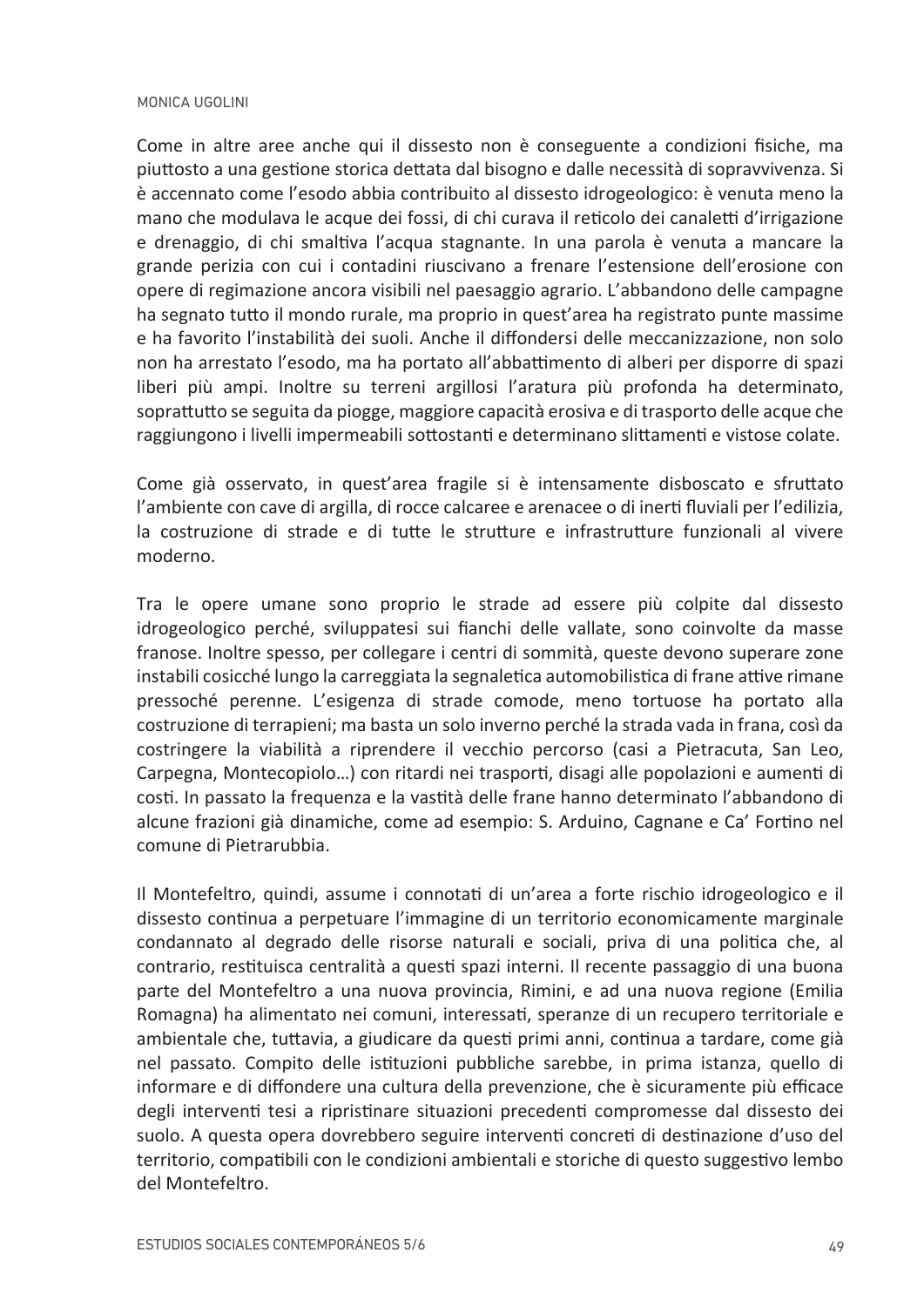Come in altre aree anche qui il dissesto non è conseguente a condizioni fisiche, ma piuttosto a una gestione storica dettata dal bisogno e dalle necessità di sopravvivenza. Si è accennato come l'esodo abbia contribuito al dissesto idrogeologico: è venuta meno la mano che modulava le acque dei fossi, di chi curava il reticolo dei canaletti d'irrigazione e drenaggio, di chi smaltiva l'acqua stagnante. In una parola è venuta a mancare la grande perizia con cui i contadini riuscivano a frenare l'estensione dell'erosione con opere di regimazione ancora visibili nel paesaggio agrario. L'abbandono delle campagne ha segnato tutto il mondo rurale, ma proprio in quest'area ha registrato punte massime e ha favorito l'instabilità dei suoli. Anche il diffondersi delle meccanizzazione, non solo non ha arrestato l'esodo, ma ha portato all'abbattimento di alberi per disporre di spazi liberi più ampi. Inoltre su terreni argillosi l'aratura più profonda ha determinato, soprattutto se seguita da piogge, maggiore capacità erosiva e di trasporto delle acque che raggiungono i livelli impermeabili sottostanti e determinano slittamenti e vistose colate.

Come già osservato, in quest'area fragile si è intensamente disboscato e sfruttato l'ambiente con cave di argilla, di rocce calcaree e arenacee o di inerti fluviali per l'edilizia, la costruzione di strade e di tutte le strutture e infrastrutture funzionali al vivere moderno.

Tra le opere umane sono proprio le strade ad essere più colpite dal dissesto idrogeologico perché, sviluppatesi sui fianchi delle vallate, sono coinvolte da masse franose. Inoltre spesso, per collegare i centri di sommità, queste devono superare zone instabili cosicché lungo la carreggiata la segnaletica automobilistica di frane attive rimane pressoché perenne. L'esigenza di strade comode, meno tortuose ha portato alla costruzione di terrapieni; ma basta un solo inverno perché la strada vada in frana, così da costringere la viabilità a riprendere il vecchio percorso (casi a Pietracuta, San Leo, Carpegna, Montecopiolo…) con ritardi nei trasporti, disagi alle popolazioni e aumenti di costi. In passato la frequenza e la vastità delle frane hanno determinato l'abbandono di alcune frazioni già dinamiche, come ad esempio: S. Arduino, Cagnane e Ca' Fortino nel comune di Pietrarubbia.

Il Montefeltro, quindi, assume i connotati di un'area a forte rischio idrogeologico e il dissesto continua a perpetuare l'immagine di un territorio economicamente marginale condannato al degrado delle risorse naturali e sociali, priva di una politica che, al contrario, restituisca centralità a questi spazi interni. Il recente passaggio di una buona parte del Montefeltro a una nuova provincia, Rimini, e ad una nuova regione (Emilia Romagna) ha alimentato nei comuni, interessati, speranze di un recupero territoriale e ambientale che, tuttavia, a giudicare da questi primi anni, continua a tardare, come già nel passato. Compito delle istituzioni pubbliche sarebbe, in prima istanza, quello di informare e di diffondere una cultura della prevenzione, che è sicuramente più efficace degli interventi tesi a ripristinare situazioni precedenti compromesse dal dissesto dei suolo. A questa opera dovrebbero seguire interventi concreti di destinazione d'uso del territorio, compatibili con le condizioni ambientali e storiche di questo suggestivo lembo del Montefeltro.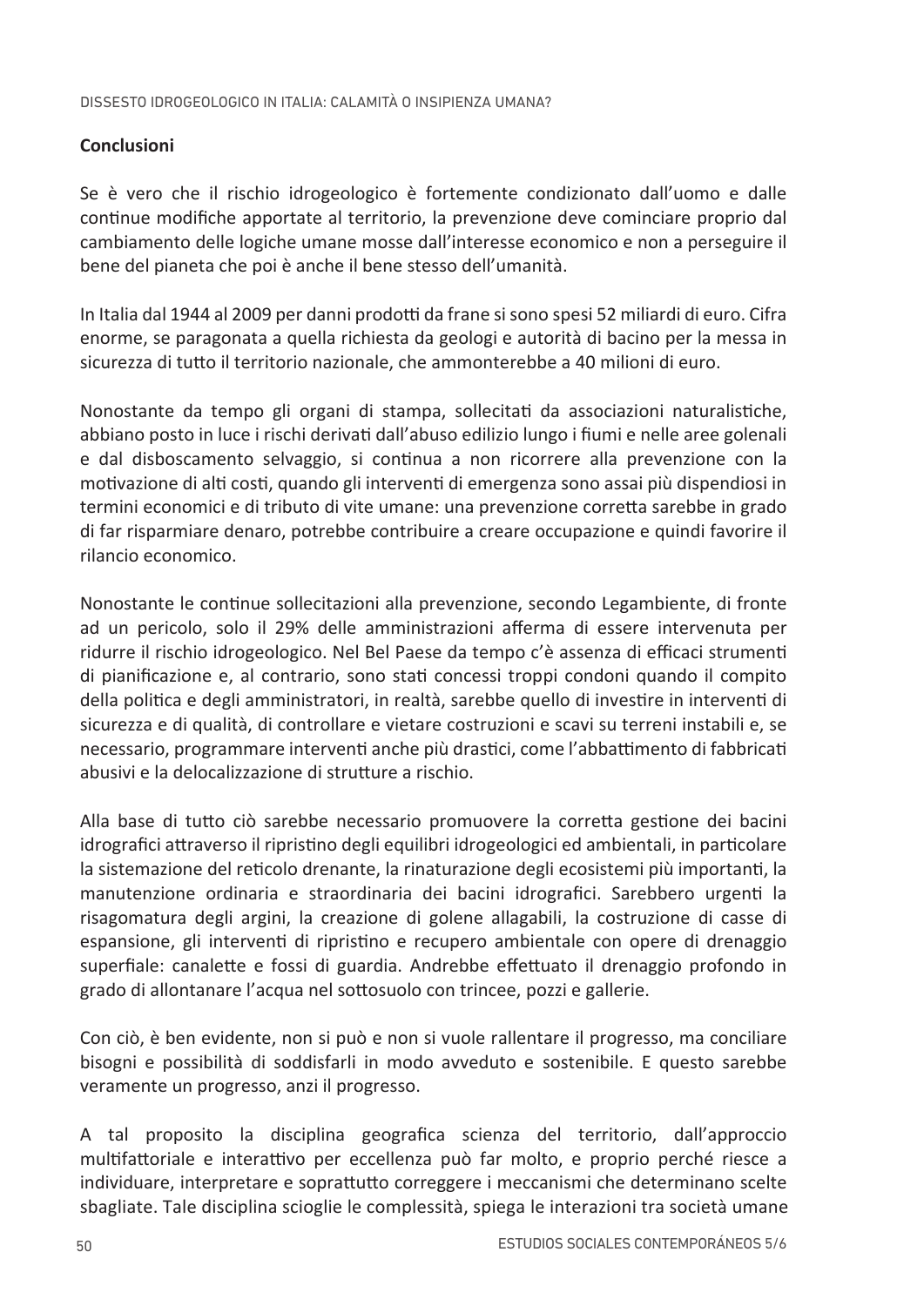## Conclusioni

Se è vero che il rischio idrogeologico è fortemente condizionato dall'uomo e dalle continue modifiche apportate al territorio, la prevenzione deve cominciare proprio dal cambiamento delle logiche umane mosse dall'interesse economico e non a perseguire il bene del pianeta che poi è anche il bene stesso dell'umanità.

In Italia dal 1944 al 2009 per danni prodotti da frane si sono spesi 52 miliardi di euro. Cifra enorme, se paragonata a quella richiesta da geologi e autorità di bacino per la messa in sicurezza di tutto il territorio nazionale, che ammonterebbe a 40 milioni di euro.

Nonostante da tempo gli organi di stampa, sollecitati da associazioni naturalistiche, abbiano posto in luce i rischi derivati dall'abuso edilizio lungo i fiumi e nelle aree golenali e dal disboscamento selvaggio, si continua a non ricorrere alla prevenzione con la motivazione di alti costi, quando gli interventi di emergenza sono assai più dispendiosi in termini economici e di tributo di vite umane: una prevenzione corretta sarebbe in grado di far risparmiare denaro, potrebbe contribuire a creare occupazione e quindi favorire il rilancio economico.

Nonostante le continue sollecitazioni alla prevenzione, secondo Legambiente, di fronte ad un pericolo, solo il 29% delle amministrazioni afferma di essere intervenuta per ridurre il rischio idrogeologico. Nel Bel Paese da tempo c'è assenza di efficaci strumenti di pianificazione e, al contrario, sono stati concessi troppi condoni quando il compito della politica e degli amministratori, in realtà, sarebbe quello di investire in interventi di sicurezza e di qualità, di controllare e vietare costruzioni e scavi su terreni instabili e, se necessario, programmare interventi anche più drastici, come l'abbattimento di fabbricati abusivi e la delocalizzazione di strutture a rischio.

Alla base di tutto ciò sarebbe necessario promuovere la corretta gestione dei bacini idrografici attraverso il ripristino degli equilibri idrogeologici ed ambientali, in particolare la sistemazione del reticolo drenante, la rinaturazione degli ecosistemi più importanti, la manutenzione ordinaria e straordinaria dei bacini idrografici. Sarebbero urgenti la risagomatura degli argini, la creazione di golene allagabili, la costruzione di casse di espansione, gli interventi di ripristino e recupero ambientale con opere di drenaggio superfiale: canalette e fossi di guardia. Andrebbe effettuato il drenaggio profondo in grado di allontanare l'acqua nel sottosuolo con trincee, pozzi e gallerie.

Con ciò, è ben evidente, non si può e non si vuole rallentare il progresso, ma conciliare bisogni e possibilità di soddisfarli in modo avveduto e sostenibile. E questo sarebbe veramente un progresso, anzi il progresso.

A tal proposito la disciplina geografica scienza del territorio, dall'approccio multifattoriale e interattivo per eccellenza può far molto, e proprio perché riesce a individuare, interpretare e soprattutto correggere i meccanismi che determinano scelte sbagliate. Tale disciplina scioglie le complessità, spiega le interazioni tra società umane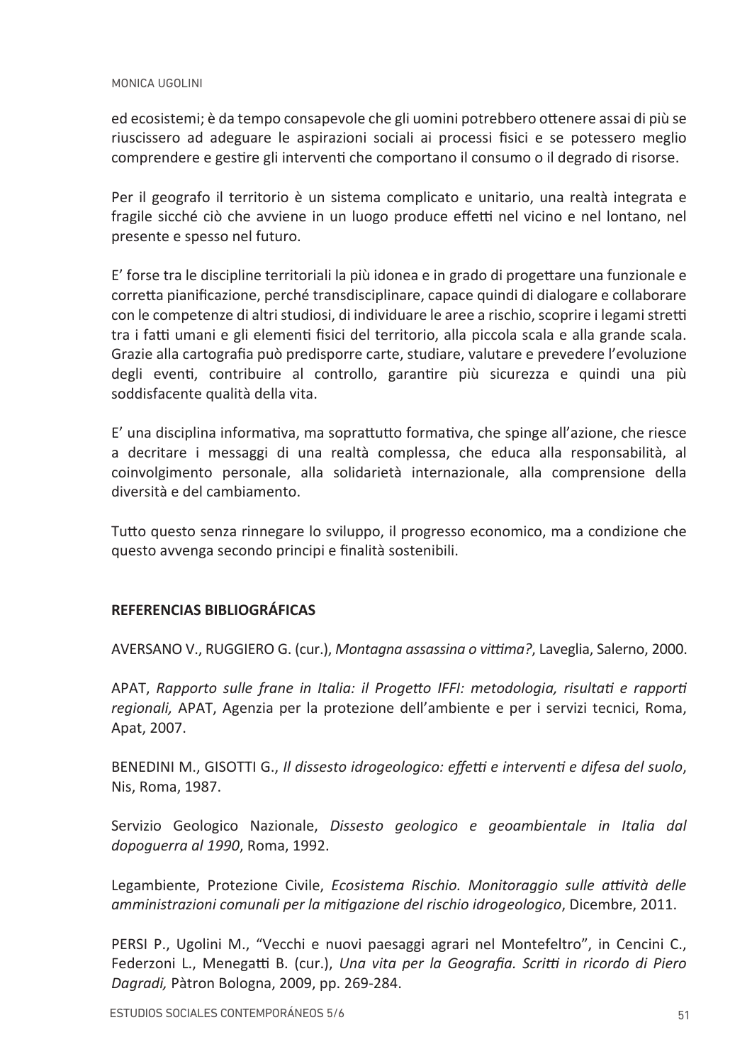ed ecosistemi; è da tempo consapevole che gli uomini potrebbero ottenere assai di più se riuscissero ad adeguare le aspirazioni sociali ai processi fisici e se potessero meglio comprendere e gestire gli interventi che comportano il consumo o il degrado di risorse.

Per il geografo il territorio è un sistema complicato e unitario, una realtà integrata e fragile sicché ciò che avviene in un luogo produce effetti nel vicino e nel lontano, nel presente e spesso nel futuro.

E' forse tra le discipline territoriali la più idonea e in grado di progettare una funzionale e corretta pianificazione, perché transdisciplinare, capace quindi di dialogare e collaborare con le competenze di altri studiosi, di individuare le aree a rischio, scoprire i legami stretti tra i fatti umani e gli elementi fisici del territorio, alla piccola scala e alla grande scala. Grazie alla cartografia può predisporre carte, studiare, valutare e prevedere l'evoluzione degli eventi, contribuire al controllo, garantire più sicurezza e quindi una più soddisfacente qualità della vita.

E' una disciplina informativa, ma soprattutto formativa, che spinge all'azione, che riesce a decritare i messaggi di una realtà complessa, che educa alla responsabilità, al coinvolgimento personale, alla solidarietà internazionale, alla comprensione della diversità e del cambiamento.

Tutto questo senza rinnegare lo sviluppo, il progresso economico, ma a condizione che questo avvenga secondo principi e finalità sostenibili.

## REFERENCIAS BIBLIOGRÁFICAS

AVERSANO V., RUGGIERO G. (cur.), *Montagna assassina o vittima?*, Laveglia, Salerno, 2000.

APAT, *Rapporto sulle frane in Italia: il Progetto IFFI: metodologia, risultati e rapporti regionali,* APAT, Agenzia per la protezione dell'ambiente e per i servizi tecnici, Roma, Apat, 2007.

BENEDINI M., GISOTTI G., *Il dissesto idrogeologico: effetti e interventi e difesa del suolo*, Nis, Roma, 1987.

Servizio Geologico Nazionale, *Dissesto geologico e geoambientale in Italia dal dopoguerra al 1990*, Roma, 1992.

Legambiente, Protezione Civile, *Ecosistema Rischio. Monitoraggio sulle attività delle amministrazioni comunali per la mitigazione del rischio idrogeologico*, Dicembre, 2011.

PERSI P., Ugolini M., "Vecchi e nuovi paesaggi agrari nel Montefeltro", in Cencini C., Federzoni L., Menegatti B. (cur.), *Una vita per la Geografia. Scritti in ricordo di Piero Dagradi,* Pàtron Bologna, 2009, pp. 269-284.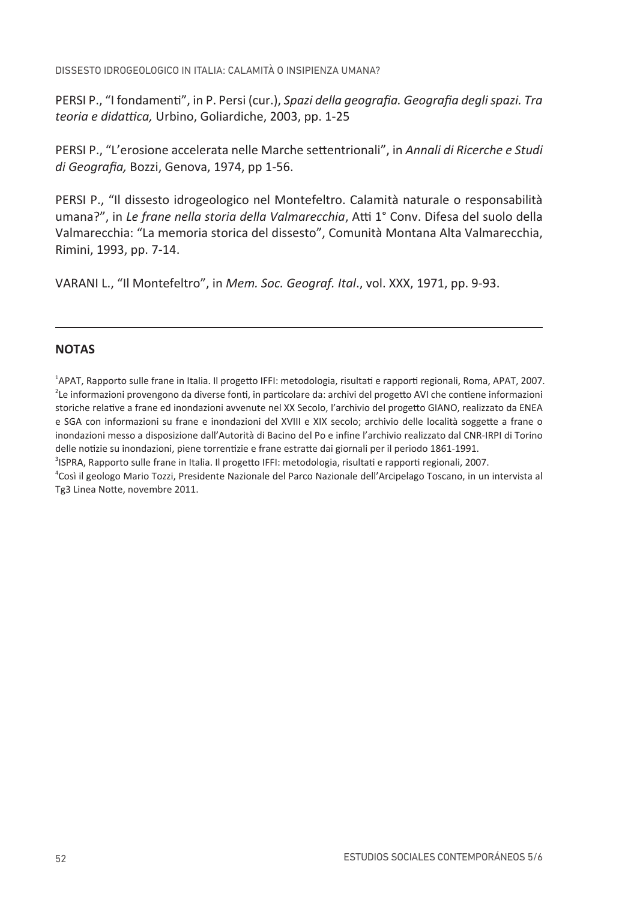PERSI P., "I fondamenti", in P. Persi (cur.), *Spazi della geografia. Geografia degli spazi. Tra teoria e didattica,* Urbino, Goliardiche, 2003, pp. 1-25

PERSI P., "L'erosione accelerata nelle Marche settentrionali", in *Annali di Ricerche e Studi di Geografia,* Bozzi, Genova, 1974, pp 1-56.

PERSI P., "Il dissesto idrogeologico nel Montefeltro. Calamità naturale o responsabilità umana?", in *Le frane nella storia della Valmarecchia*, Atti 1° Conv. Difesa del suolo della Valmarecchia: "La memoria storica del dissesto", Comunità Montana Alta Valmarecchia, Rimini, 1993, pp. 7-14.

VARANI L., "Il Montefeltro", in *Mem. Soc. Geograf. Ital*., vol. XXX, 1971, pp. 9-93.

---

## NOTAS

[1]APAT, Rapporto sulle frane in Italia. Il progetto IFFI: metodologia, risultati e rapporti regionali, Roma, APAT, 2007.
[2]Le informazioni provengono da diverse fonti, in particolare da: archivi del progetto AVI che contiene informazioni storiche relative a frane ed inondazioni avvenute nel XX Secolo, l'archivio del progetto GIANO, realizzato da ENEA e SGA con informazioni su frane e inondazioni del XVIII e XIX secolo; archivio delle località soggette a frane o inondazioni messo a disposizione dall'Autorità di Bacino del Po e infine l'archivio realizzato dal CNR-IRPI di Torino delle notizie su inondazioni, piene torrentizie e frane estratte dai giornali per il periodo 1861-1991.
[3]ISPRA, Rapporto sulle frane in Italia. Il progetto IFFI: metodologia, risultati e rapporti regionali, 2007.
[4]Così il geologo Mario Tozzi, Presidente Nazionale del Parco Nazionale dell'Arcipelago Toscano, in un intervista al Tg3 Linea Notte, novembre 2011.